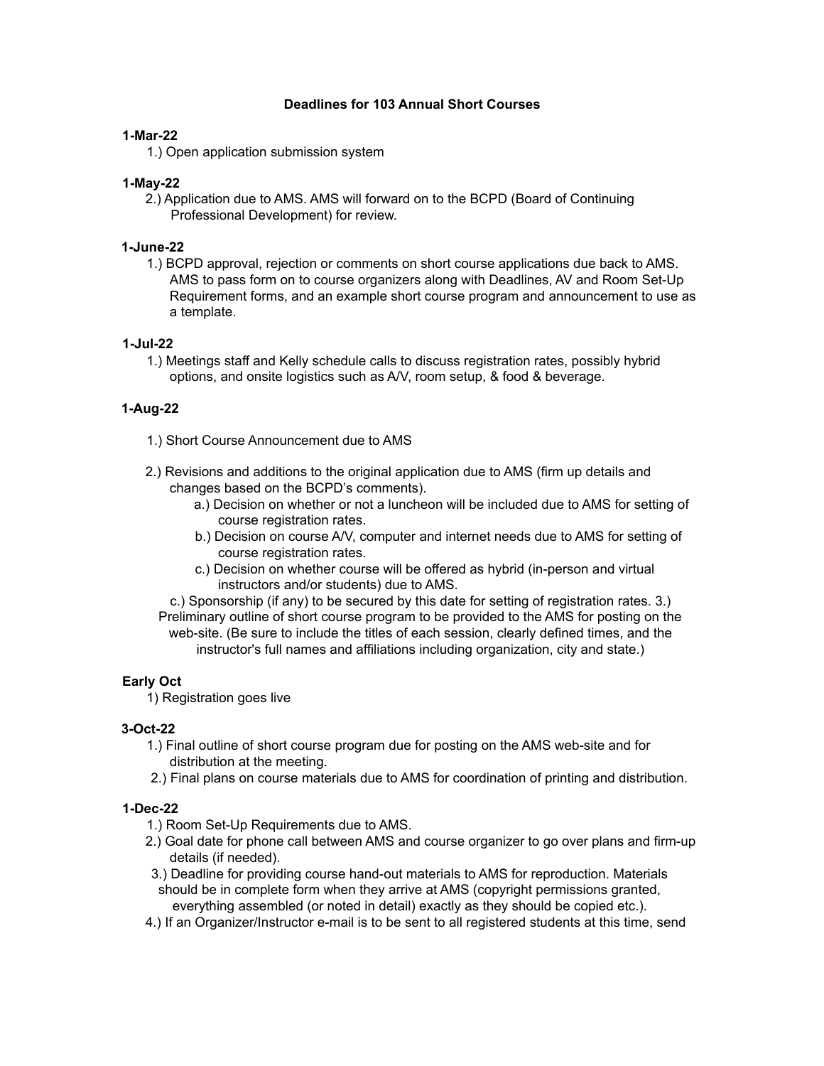### Deadlines for 103 Annual Short Courses

**1-Mar-22**

1.) Open application submission system

**1-May-22**

2.) Application due to AMS. AMS will forward on to the BCPD (Board of Continuing Professional Development) for review.

**1-June-22**

1.) BCPD approval, rejection or comments on short course applications due back to AMS. AMS to pass form on to course organizers along with Deadlines, AV and Room Set-Up Requirement forms, and an example short course program and announcement to use as a template.

**1-Jul-22**

1.) Meetings staff and Kelly schedule calls to discuss registration rates, possibly hybrid options, and onsite logistics such as A/V, room setup, & food & beverage.

**1-Aug-22**

1.) Short Course Announcement due to AMS

2.) Revisions and additions to the original application due to AMS (firm up details and changes based on the BCPD's comments).

a.) Decision on whether or not a luncheon will be included due to AMS for setting of course registration rates.

b.) Decision on course A/V, computer and internet needs due to AMS for setting of course registration rates.

c.) Decision on whether course will be offered as hybrid (in-person and virtual instructors and/or students) due to AMS.

c.) Sponsorship (if any) to be secured by this date for setting of registration rates. 3.) Preliminary outline of short course program to be provided to the AMS for posting on the web-site. (Be sure to include the titles of each session, clearly defined times, and the instructor's full names and affiliations including organization, city and state.)

**Early Oct**

1) Registration goes live

**3-Oct-22**

1.) Final outline of short course program due for posting on the AMS web-site and for distribution at the meeting.

2.) Final plans on course materials due to AMS for coordination of printing and distribution.

**1-Dec-22**

1.) Room Set-Up Requirements due to AMS.

2.) Goal date for phone call between AMS and course organizer to go over plans and firm-up details (if needed).

3.) Deadline for providing course hand-out materials to AMS for reproduction. Materials should be in complete form when they arrive at AMS (copyright permissions granted, everything assembled (or noted in detail) exactly as they should be copied etc.).

4.) If an Organizer/Instructor e-mail is to be sent to all registered students at this time, send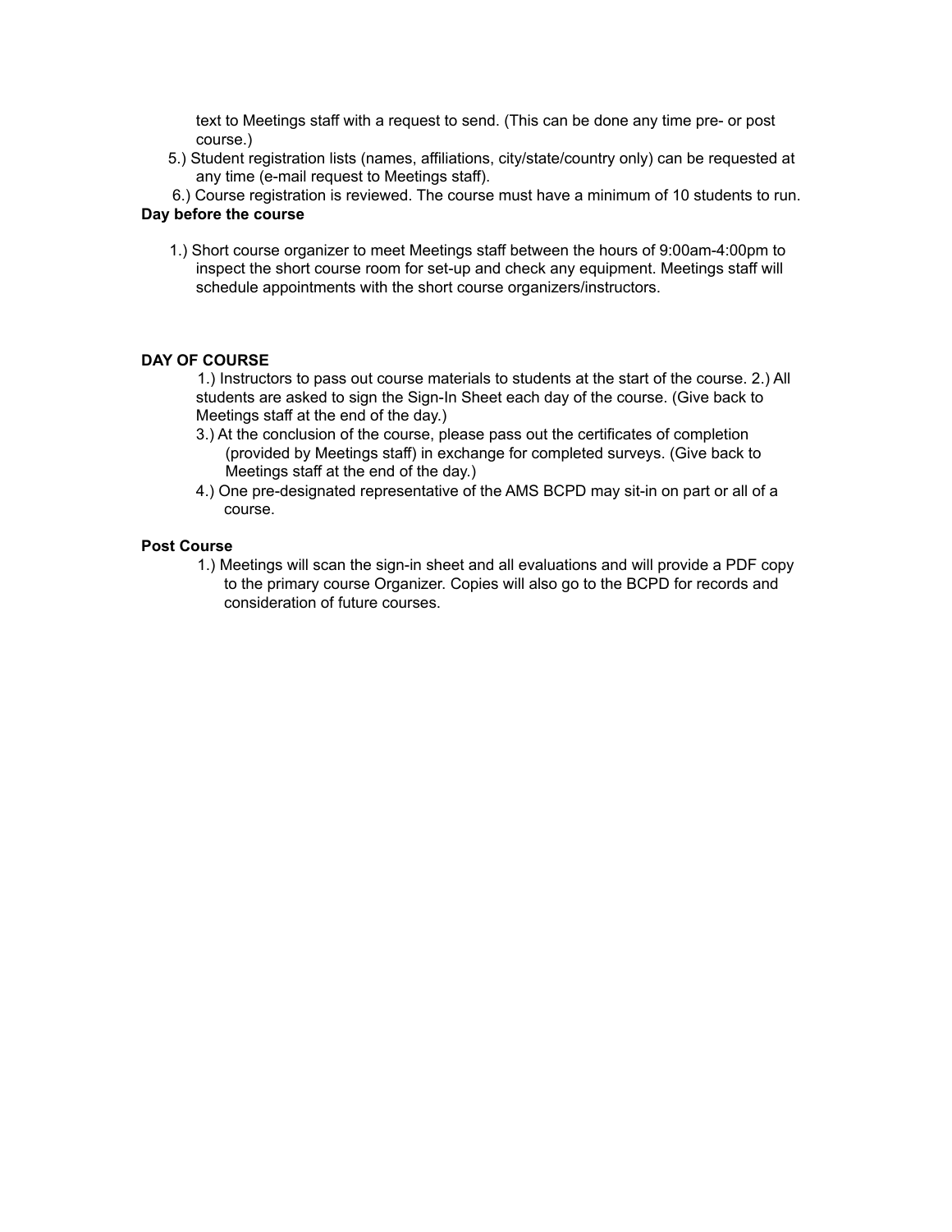text to Meetings staff with a request to send. (This can be done any time pre- or post course.)

5.) Student registration lists (names, affiliations, city/state/country only) can be requested at any time (e-mail request to Meetings staff).

6.) Course registration is reviewed. The course must have a minimum of 10 students to run.

**Day before the course**

1.) Short course organizer to meet Meetings staff between the hours of 9:00am-4:00pm to inspect the short course room for set-up and check any equipment. Meetings staff will schedule appointments with the short course organizers/instructors.

**DAY OF COURSE**

1.) Instructors to pass out course materials to students at the start of the course. 2.) All students are asked to sign the Sign-In Sheet each day of the course. (Give back to Meetings staff at the end of the day.)

3.) At the conclusion of the course, please pass out the certificates of completion (provided by Meetings staff) in exchange for completed surveys. (Give back to Meetings staff at the end of the day.)

4.) One pre-designated representative of the AMS BCPD may sit-in on part or all of a course.

**Post Course**

1.) Meetings will scan the sign-in sheet and all evaluations and will provide a PDF copy to the primary course Organizer. Copies will also go to the BCPD for records and consideration of future courses.